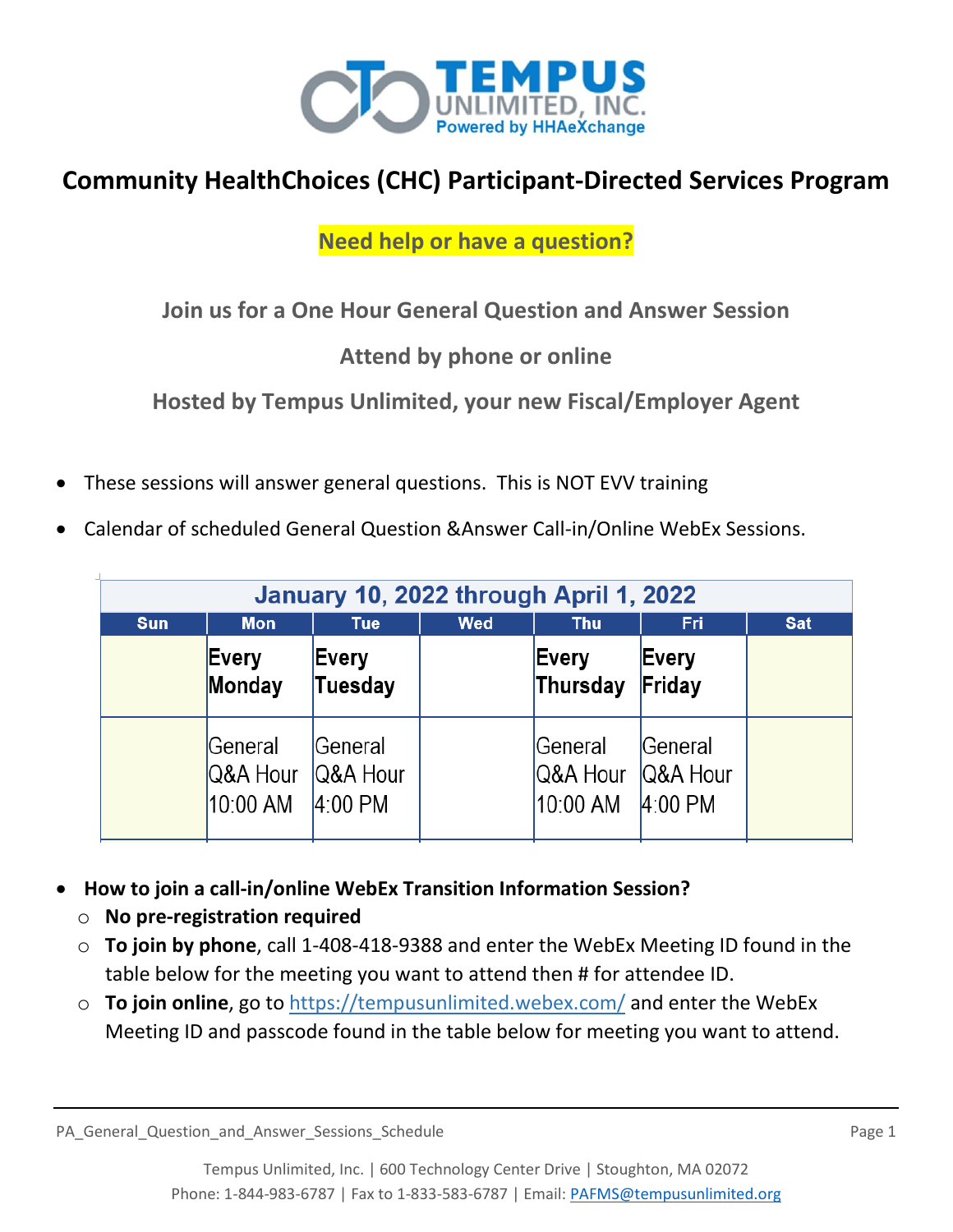# Community HealthChoices (CHC) Participant-Directed Services Program

**Need help or have a question?**

**Join us for a One Hour General Question and Answer Session**

**Attend by phone or online**

**Hosted by Tempus Unlimited, your new Fiscal/Employer Agent**

- These sessions will answer general questions. This is NOT EVV training
- Calendar of scheduled General Question &Answer Call-in/Online WebEx Sessions.

| January 10, 2022 through April 1, 2022 | | | | | | |
|---|---|---|---|---|---|---|
| **Sun** | **Mon** | **Tue** | **Wed** | **Thu** | **Fri** | **Sat** |
| | Every Monday | Every Tuesday | | Every Thursday | Every Friday | |
| | General Q&A Hour 10:00 AM | General Q&A Hour 4:00 PM | | General Q&A Hour 10:00 AM | General Q&A Hour 4:00 PM | |

- **How to join a call-in/online WebEx Transition Information Session?**
  - **No pre-registration required**
  - **To join by phone**, call 1-408-418-9388 and enter the WebEx Meeting ID found in the table below for the meeting you want to attend then # for attendee ID.
  - **To join online**, go to https://tempusunlimited.webex.com/ and enter the WebEx Meeting ID and passcode found in the table below for meeting you want to attend.

Tempus Unlimited, Inc. | 600 Technology Center Drive | Stoughton, MA 02072
Phone: 1-844-983-6787 | Fax to 1-833-583-6787 | Email: PAFMS@tempusunlimited.org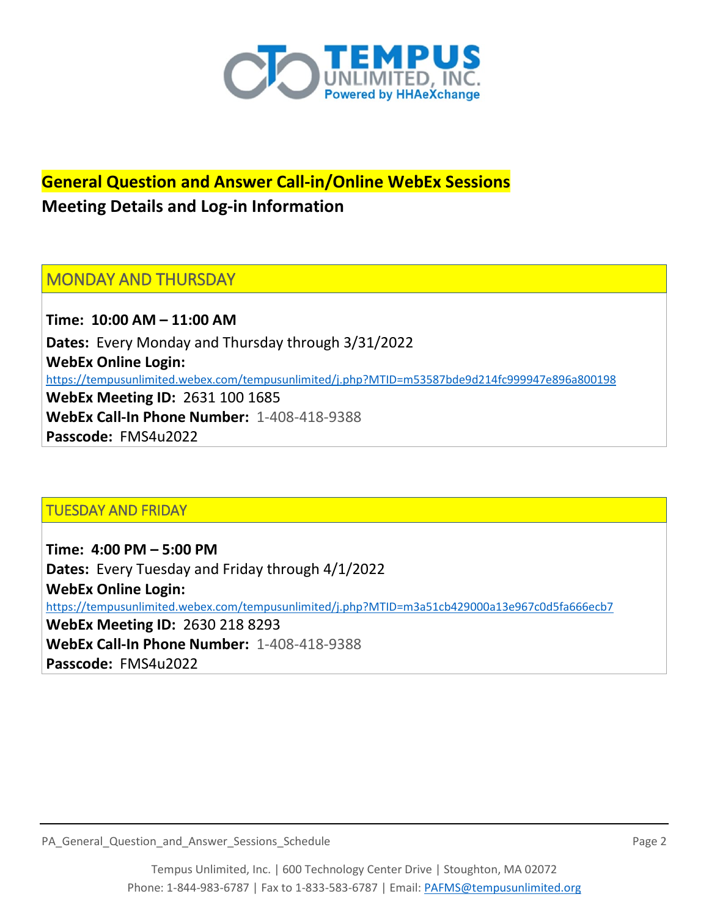## General Question and Answer Call-in/Online WebEx Sessions

**Meeting Details and Log-in Information**

### MONDAY AND THURSDAY

**Time: 10:00 AM – 11:00 AM**

**Dates:** Every Monday and Thursday through 3/31/2022

**WebEx Online Login:**
https://tempusunlimited.webex.com/tempusunlimited/j.php?MTID=m53587bde9d214fc999947e896a800198

**WebEx Meeting ID:** 2631 100 1685

**WebEx Call-In Phone Number:** 1-408-418-9388

**Passcode:** FMS4u2022

### TUESDAY AND FRIDAY

**Time: 4:00 PM – 5:00 PM**

**Dates:** Every Tuesday and Friday through 4/1/2022

**WebEx Online Login:**
https://tempusunlimited.webex.com/tempusunlimited/j.php?MTID=m3a51cb429000a13e967c0d5fa666ecb7

**WebEx Meeting ID:** 2630 218 8293

**WebEx Call-In Phone Number:** 1-408-418-9388

**Passcode:** FMS4u2022

Tempus Unlimited, Inc. | 600 Technology Center Drive | Stoughton, MA 02072
Phone: 1-844-983-6787 | Fax to 1-833-583-6787 | Email: PAFMS@tempusunlimited.org